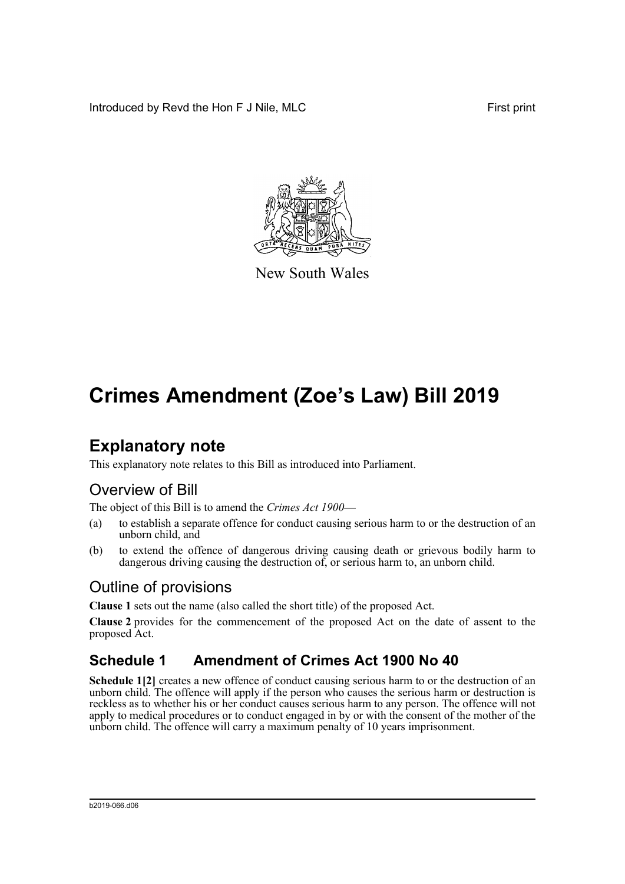Introduced by Revd the Hon F J Nile, MLC

First print

New South Wales

# Crimes Amendment (Zoe's Law) Bill 2019

## Explanatory note

This explanatory note relates to this Bill as introduced into Parliament.

### Overview of Bill

The object of this Bill is to amend the *Crimes Act 1900*—

(a) to establish a separate offence for conduct causing serious harm to or the destruction of an unborn child, and

(b) to extend the offence of dangerous driving causing death or grievous bodily harm to dangerous driving causing the destruction of, or serious harm to, an unborn child.

### Outline of provisions

**Clause 1** sets out the name (also called the short title) of the proposed Act.

**Clause 2** provides for the commencement of the proposed Act on the date of assent to the proposed Act.

### Schedule 1 Amendment of Crimes Act 1900 No 40

**Schedule 1[2]** creates a new offence of conduct causing serious harm to or the destruction of an unborn child. The offence will apply if the person who causes the serious harm or destruction is reckless as to whether his or her conduct causes serious harm to any person. The offence will not apply to medical procedures or to conduct engaged in by or with the consent of the mother of the unborn child. The offence will carry a maximum penalty of 10 years imprisonment.

b2019-066.d06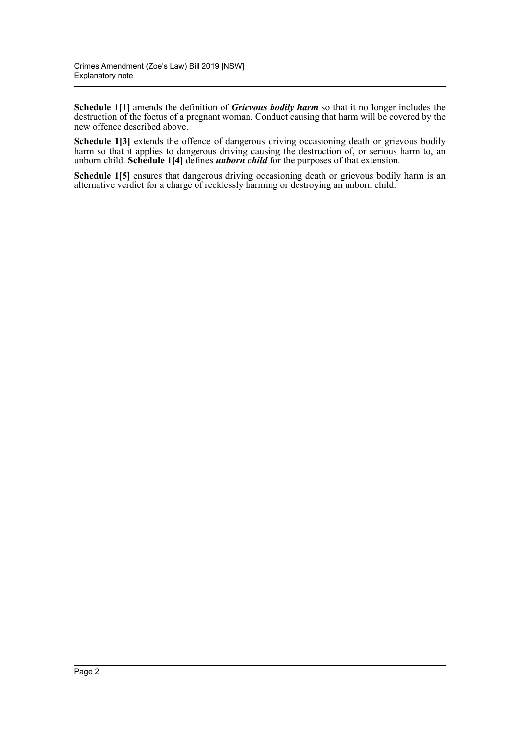**Schedule 1[1]** amends the definition of ***Grievous bodily harm*** so that it no longer includes the destruction of the foetus of a pregnant woman. Conduct causing that harm will be covered by the new offence described above.

**Schedule 1[3]** extends the offence of dangerous driving occasioning death or grievous bodily harm so that it applies to dangerous driving causing the destruction of, or serious harm to, an unborn child. **Schedule 1[4]** defines ***unborn child*** for the purposes of that extension.

**Schedule 1[5]** ensures that dangerous driving occasioning death or grievous bodily harm is an alternative verdict for a charge of recklessly harming or destroying an unborn child.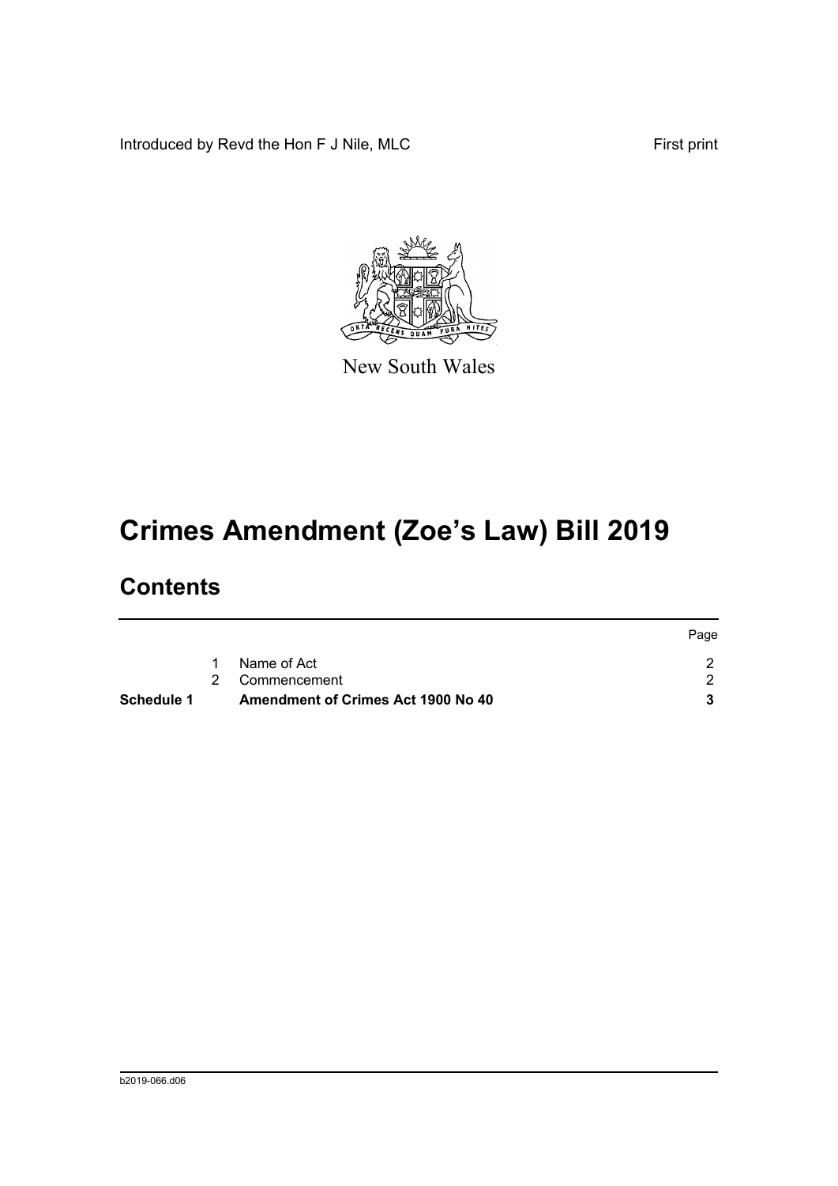Introduced by Revd the Hon F J Nile, MLC First print

New South Wales

# Crimes Amendment (Zoe's Law) Bill 2019

## Contents

| | | | Page |
|---|---|---|---|
| | 1 | Name of Act | 2 |
| | 2 | Commencement | 2 |
| **Schedule 1** | | **Amendment of Crimes Act 1900 No 40** | **3** |

b2019-066.d06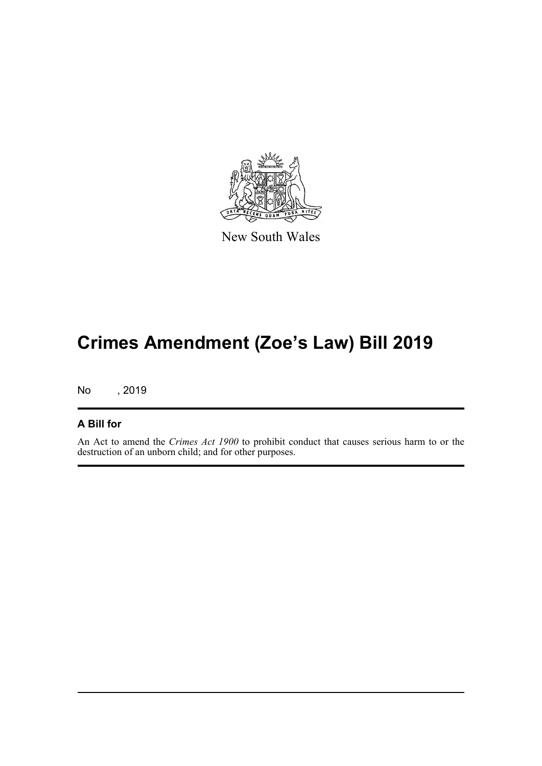New South Wales

# Crimes Amendment (Zoe's Law) Bill 2019

No , 2019

## A Bill for

An Act to amend the *Crimes Act 1900* to prohibit conduct that causes serious harm to or the destruction of an unborn child; and for other purposes.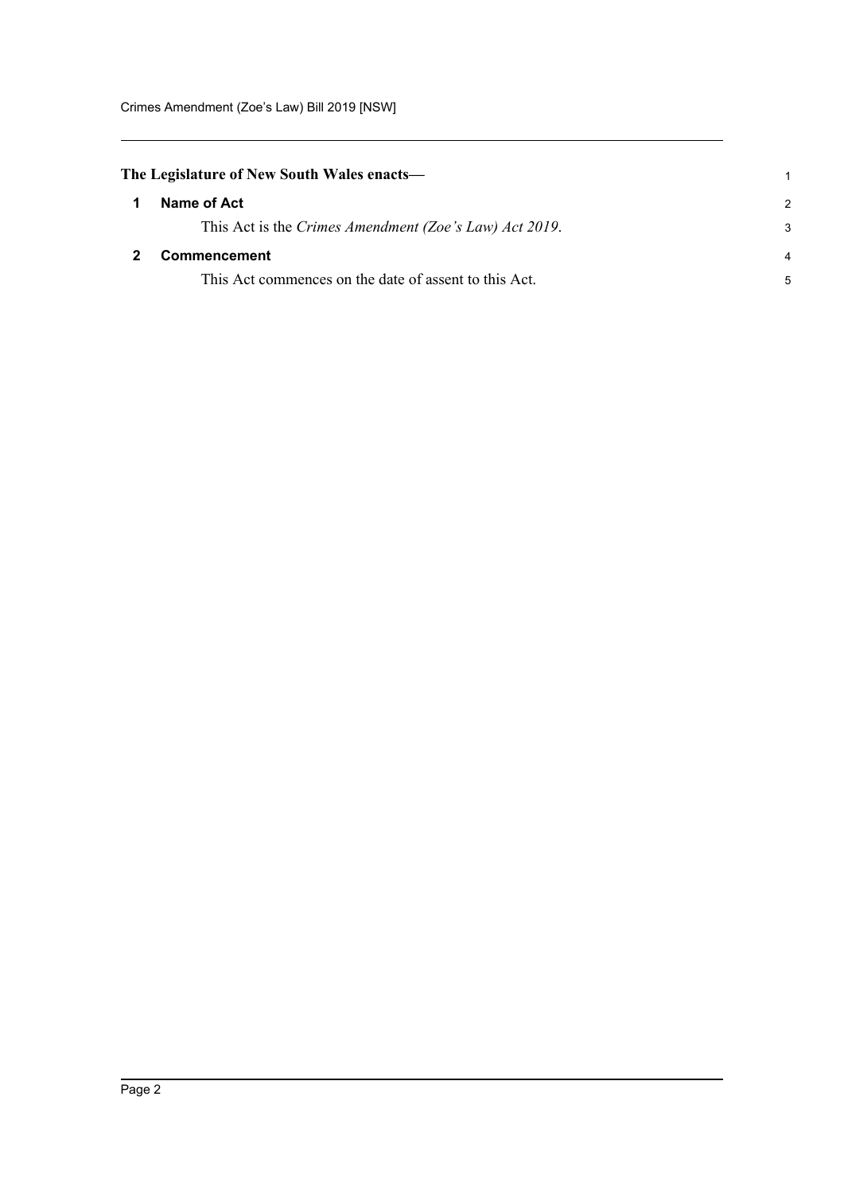**The Legislature of New South Wales enacts—**

## 1 Name of Act

This Act is the *Crimes Amendment (Zoe's Law) Act 2019*.

## 2 Commencement

This Act commences on the date of assent to this Act.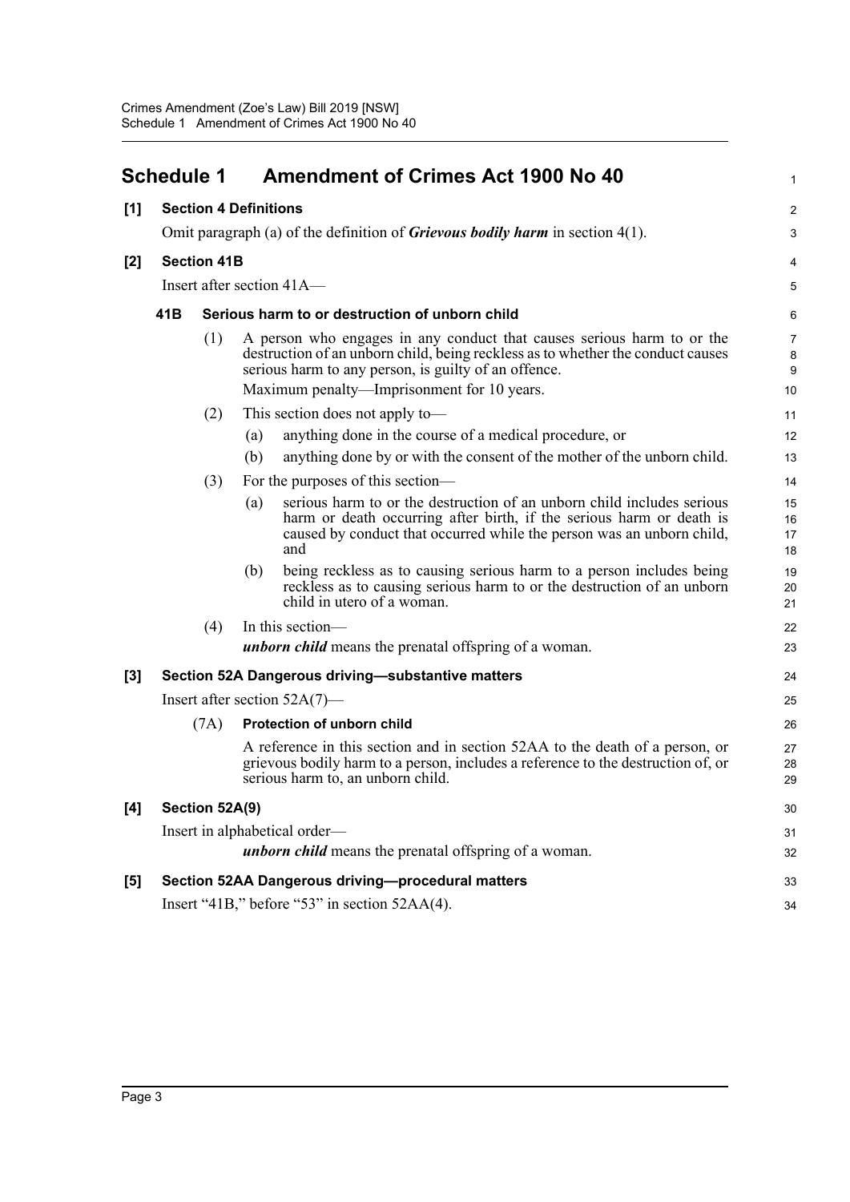# Schedule 1 Amendment of Crimes Act 1900 No 40

## [1] Section 4 Definitions

Omit paragraph (a) of the definition of ***Grievous bodily harm*** in section 4(1).

## [2] Section 41B

Insert after section 41A—

### 41B Serious harm to or destruction of unborn child

(1) A person who engages in any conduct that causes serious harm to or the destruction of an unborn child, being reckless as to whether the conduct causes serious harm to any person, is guilty of an offence.

Maximum penalty—Imprisonment for 10 years.

(2) This section does not apply to—

(a) anything done in the course of a medical procedure, or

(b) anything done by or with the consent of the mother of the unborn child.

(3) For the purposes of this section—

(a) serious harm to or the destruction of an unborn child includes serious harm or death occurring after birth, if the serious harm or death is caused by conduct that occurred while the person was an unborn child, and

(b) being reckless as to causing serious harm to a person includes being reckless as to causing serious harm to or the destruction of an unborn child in utero of a woman.

(4) In this section—

***unborn child*** means the prenatal offspring of a woman.

## [3] Section 52A Dangerous driving—substantive matters

Insert after section 52A(7)—

(7A) **Protection of unborn child**

A reference in this section and in section 52AA to the death of a person, or grievous bodily harm to a person, includes a reference to the destruction of, or serious harm to, an unborn child.

## [4] Section 52A(9)

Insert in alphabetical order—

***unborn child*** means the prenatal offspring of a woman.

## [5] Section 52AA Dangerous driving—procedural matters

Insert "41B," before "53" in section 52AA(4).